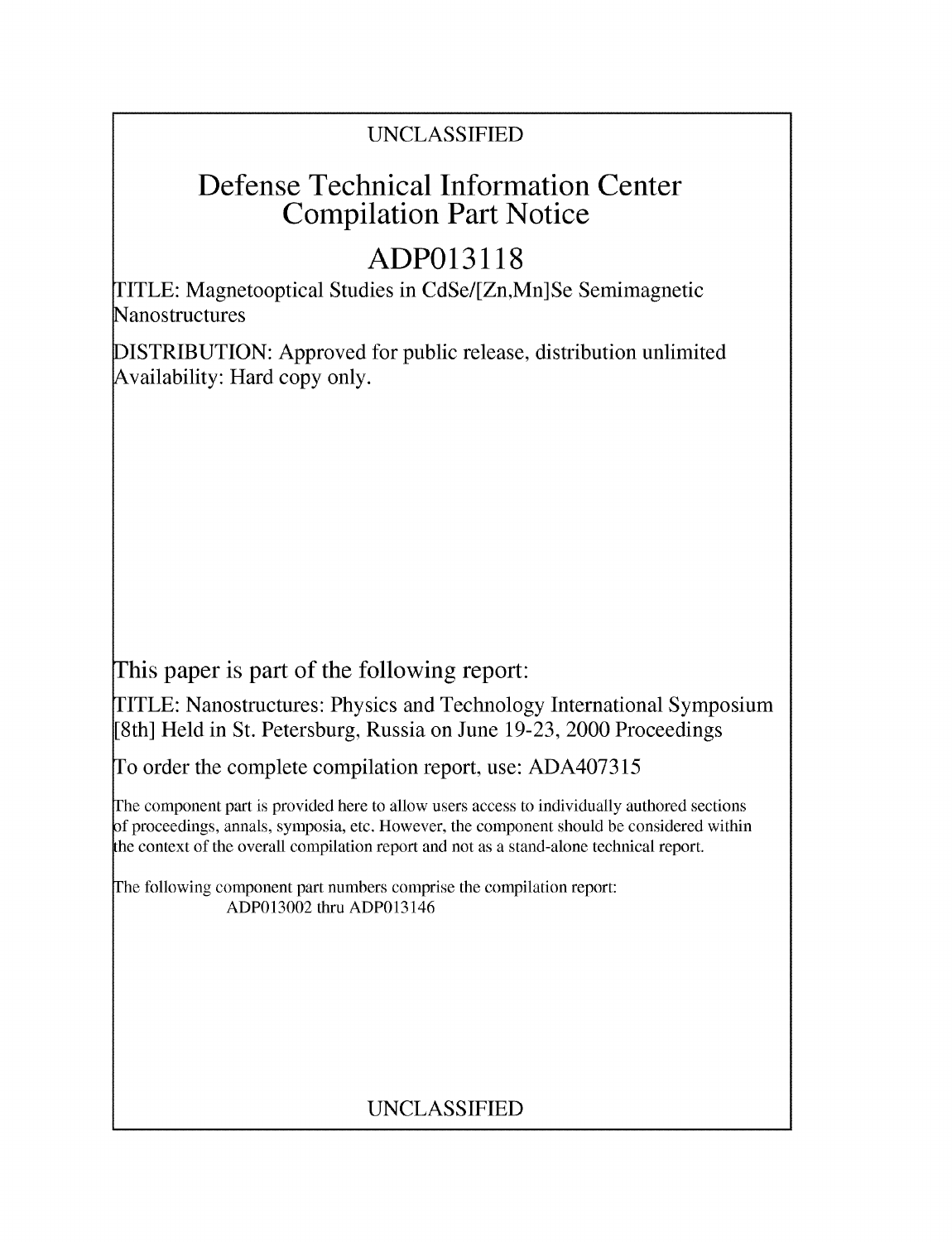UNCLASSIFIED

# Defense Technical Information Center Compilation Part Notice

# ADP013118

TITLE: Magnetooptical Studies in CdSe/[Zn,Mn]Se Semimagnetic Nanostructures

DISTRIBUTION: Approved for public release, distribution unlimited
Availability: Hard copy only.

This paper is part of the following report:

TITLE: Nanostructures: Physics and Technology International Symposium [8th] Held in St. Petersburg, Russia on June 19-23, 2000 Proceedings

To order the complete compilation report, use: ADA407315

The component part is provided here to allow users access to individually authored sections of proceedings, annals, symposia, etc. However, the component should be considered within the context of the overall compilation report and not as a stand-alone technical report.

The following component part numbers comprise the compilation report:
ADP013002 thru ADP013146

UNCLASSIFIED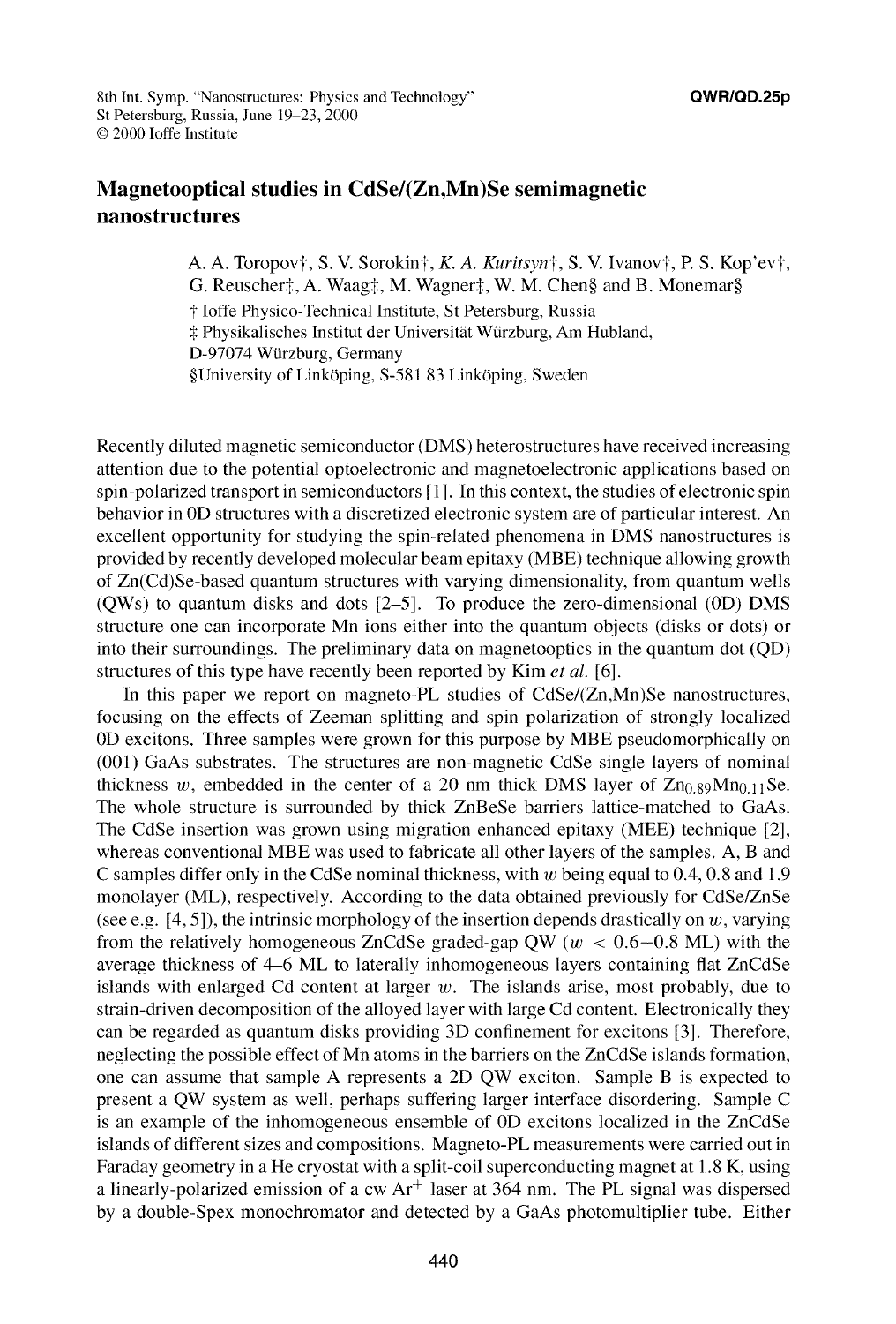# Magnetooptical studies in CdSe/(Zn,Mn)Se semimagnetic nanostructures

A. A. Toropov†, S. V. Sorokin†, *K. A. Kuritsyn*†, S. V. Ivanov†, P. S. Kop'ev†, G. Reuscher‡, A. Waag‡, M. Wagner‡, W. M. Chen§ and B. Monemar§

† Ioffe Physico-Technical Institute, St Petersburg, Russia
‡ Physikalisches Institut der Universität Würzburg, Am Hubland, D-97074 Würzburg, Germany
§University of Linköping, S-581 83 Linköping, Sweden

Recently diluted magnetic semiconductor (DMS) heterostructures have received increasing attention due to the potential optoelectronic and magnetoelectronic applications based on spin-polarized transport in semiconductors [1]. In this context, the studies of electronic spin behavior in 0D structures with a discretized electronic system are of particular interest. An excellent opportunity for studying the spin-related phenomena in DMS nanostructures is provided by recently developed molecular beam epitaxy (MBE) technique allowing growth of Zn(Cd)Se-based quantum structures with varying dimensionality, from quantum wells (QWs) to quantum disks and dots [2–5]. To produce the zero-dimensional (0D) DMS structure one can incorporate Mn ions either into the quantum objects (disks or dots) or into their surroundings. The preliminary data on magnetooptics in the quantum dot (QD) structures of this type have recently been reported by Kim *et al.* [6].

In this paper we report on magneto-PL studies of CdSe/(Zn,Mn)Se nanostructures, focusing on the effects of Zeeman splitting and spin polarization of strongly localized 0D excitons. Three samples were grown for this purpose by MBE pseudomorphically on (001) GaAs substrates. The structures are non-magnetic CdSe single layers of nominal thickness $w$, embedded in the center of a 20 nm thick DMS layer of $Zn_{0.89}Mn_{0.11}Se$. The whole structure is surrounded by thick ZnBeSe barriers lattice-matched to GaAs. The CdSe insertion was grown using migration enhanced epitaxy (MEE) technique [2], whereas conventional MBE was used to fabricate all other layers of the samples. A, B and C samples differ only in the CdSe nominal thickness, with $w$ being equal to 0.4, 0.8 and 1.9 monolayer (ML), respectively. According to the data obtained previously for CdSe/ZnSe (see e.g. [4, 5]), the intrinsic morphology of the insertion depends drastically on $w$, varying from the relatively homogeneous ZnCdSe graded-gap QW ($w < 0.6-0.8$ ML) with the average thickness of 4–6 ML to laterally inhomogeneous layers containing flat ZnCdSe islands with enlarged Cd content at larger $w$. The islands arise, most probably, due to strain-driven decomposition of the alloyed layer with large Cd content. Electronically they can be regarded as quantum disks providing 3D confinement for excitons [3]. Therefore, neglecting the possible effect of Mn atoms in the barriers on the ZnCdSe islands formation, one can assume that sample A represents a 2D QW exciton. Sample B is expected to present a QW system as well, perhaps suffering larger interface disordering. Sample C is an example of the inhomogeneous ensemble of 0D excitons localized in the ZnCdSe islands of different sizes and compositions. Magneto-PL measurements were carried out in Faraday geometry in a He cryostat with a split-coil superconducting magnet at 1.8 K, using a linearly-polarized emission of a cw $Ar^{+}$ laser at 364 nm. The PL signal was dispersed by a double-Spex monochromator and detected by a GaAs photomultiplier tube. Either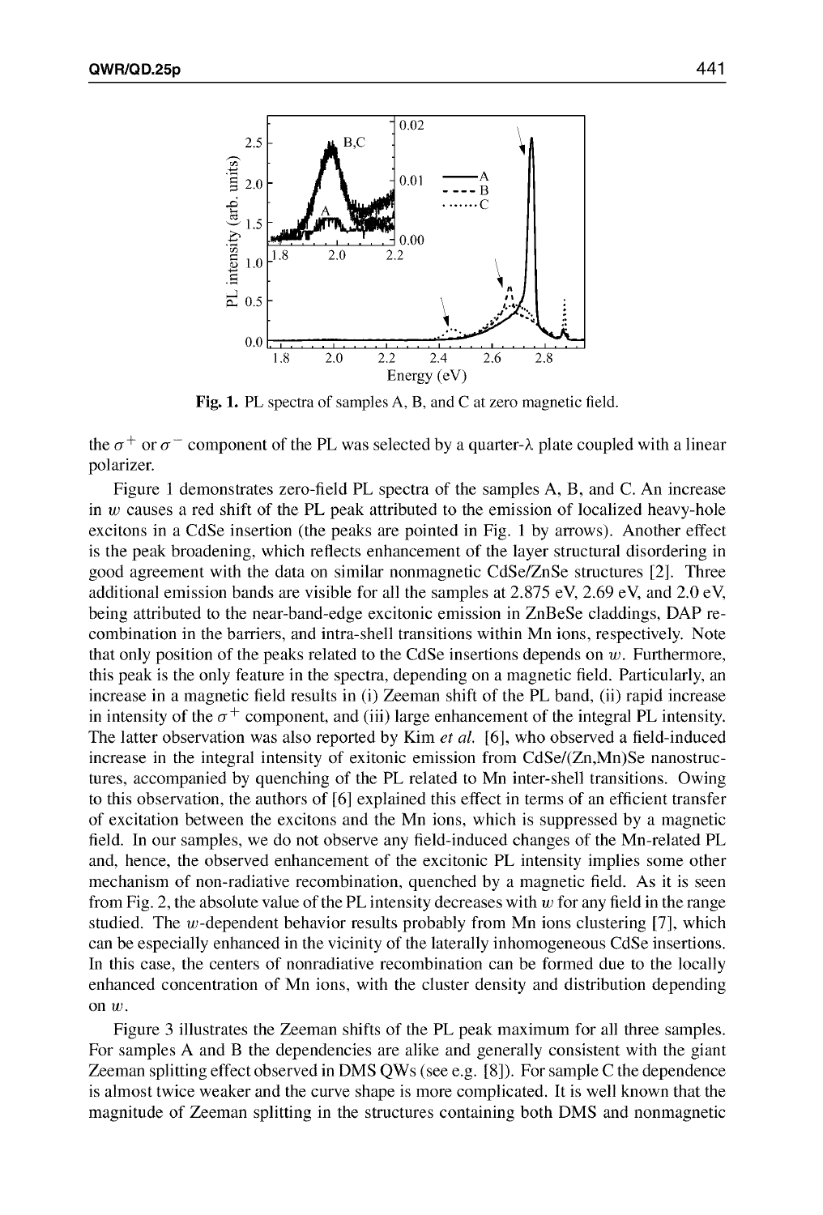Fig. 1. PL spectra of samples A, B, and C at zero magnetic field.

the $\sigma^+$ or $\sigma^-$ component of the PL was selected by a quarter-λ plate coupled with a linear polarizer.

Figure 1 demonstrates zero-field PL spectra of the samples A, B, and C. An increase in $w$ causes a red shift of the PL peak attributed to the emission of localized heavy-hole excitons in a CdSe insertion (the peaks are pointed in Fig. 1 by arrows). Another effect is the peak broadening, which reflects enhancement of the layer structural disordering in good agreement with the data on similar nonmagnetic CdSe/ZnSe structures [2]. Three additional emission bands are visible for all the samples at 2.875 eV, 2.69 eV, and 2.0 eV, being attributed to the near-band-edge excitonic emission in ZnBeSe claddings, DAP recombination in the barriers, and intra-shell transitions within Mn ions, respectively. Note that only position of the peaks related to the CdSe insertions depends on $w$. Furthermore, this peak is the only feature in the spectra, depending on a magnetic field. Particularly, an increase in a magnetic field results in (i) Zeeman shift of the PL band, (ii) rapid increase in intensity of the $\sigma^+$ component, and (iii) large enhancement of the integral PL intensity. The latter observation was also reported by Kim *et al.* [6], who observed a field-induced increase in the integral intensity of exitonic emission from CdSe/(Zn,Mn)Se nanostructures, accompanied by quenching of the PL related to Mn inter-shell transitions. Owing to this observation, the authors of [6] explained this effect in terms of an efficient transfer of excitation between the excitons and the Mn ions, which is suppressed by a magnetic field. In our samples, we do not observe any field-induced changes of the Mn-related PL and, hence, the observed enhancement of the excitonic PL intensity implies some other mechanism of non-radiative recombination, quenched by a magnetic field. As it is seen from Fig. 2, the absolute value of the PL intensity decreases with $w$ for any field in the range studied. The $w$-dependent behavior results probably from Mn ions clustering [7], which can be especially enhanced in the vicinity of the laterally inhomogeneous CdSe insertions. In this case, the centers of nonradiative recombination can be formed due to the locally enhanced concentration of Mn ions, with the cluster density and distribution depending on $w$.

Figure 3 illustrates the Zeeman shifts of the PL peak maximum for all three samples. For samples A and B the dependencies are alike and generally consistent with the giant Zeeman splitting effect observed in DMS QWs (see e.g. [8]). For sample C the dependence is almost twice weaker and the curve shape is more complicated. It is well known that the magnitude of Zeeman splitting in the structures containing both DMS and nonmagnetic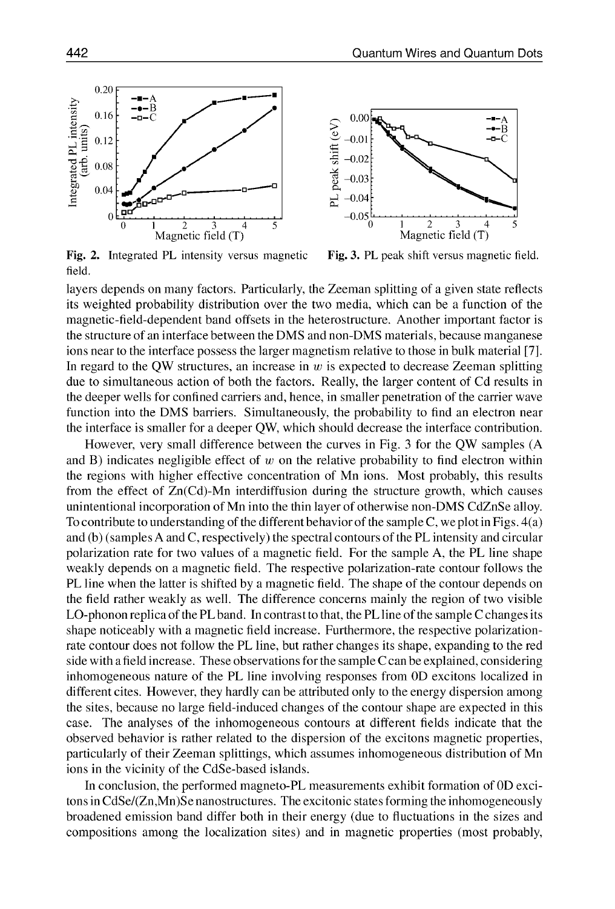Fig. 2. Integrated PL intensity versus magnetic field.

Fig. 3. PL peak shift versus magnetic field.

layers depends on many factors. Particularly, the Zeeman splitting of a given state reflects its weighted probability distribution over the two media, which can be a function of the magnetic-field-dependent band offsets in the heterostructure. Another important factor is the structure of an interface between the DMS and non-DMS materials, because manganese ions near to the interface possess the larger magnetism relative to those in bulk material [7]. In regard to the QW structures, an increase in $w$ is expected to decrease Zeeman splitting due to simultaneous action of both the factors. Really, the larger content of Cd results in the deeper wells for confined carriers and, hence, in smaller penetration of the carrier wave function into the DMS barriers. Simultaneously, the probability to find an electron near the interface is smaller for a deeper QW, which should decrease the interface contribution.

However, very small difference between the curves in Fig. 3 for the QW samples (A and B) indicates negligible effect of $w$ on the relative probability to find electron within the regions with higher effective concentration of Mn ions. Most probably, this results from the effect of Zn(Cd)-Mn interdiffusion during the structure growth, which causes unintentional incorporation of Mn into the thin layer of otherwise non-DMS CdZnSe alloy. To contribute to understanding of the different behavior of the sample C, we plot in Figs. 4(a) and (b) (samples A and C, respectively) the spectral contours of the PL intensity and circular polarization rate for two values of a magnetic field. For the sample A, the PL line shape weakly depends on a magnetic field. The respective polarization-rate contour follows the PL line when the latter is shifted by a magnetic field. The shape of the contour depends on the field rather weakly as well. The difference concerns mainly the region of two visible LO-phonon replica of the PL band. In contrast to that, the PL line of the sample C changes its shape noticeably with a magnetic field increase. Furthermore, the respective polarization-rate contour does not follow the PL line, but rather changes its shape, expanding to the red side with a field increase. These observations for the sample C can be explained, considering inhomogeneous nature of the PL line involving responses from 0D excitons localized in different cites. However, they hardly can be attributed only to the energy dispersion among the sites, because no large field-induced changes of the contour shape are expected in this case. The analyses of the inhomogeneous contours at different fields indicate that the observed behavior is rather related to the dispersion of the excitons magnetic properties, particularly of their Zeeman splittings, which assumes inhomogeneous distribution of Mn ions in the vicinity of the CdSe-based islands.

In conclusion, the performed magneto-PL measurements exhibit formation of 0D excitons in CdSe/(Zn,Mn)Se nanostructures. The excitonic states forming the inhomogeneously broadened emission band differ both in their energy (due to fluctuations in the sizes and compositions among the localization sites) and in magnetic properties (most probably,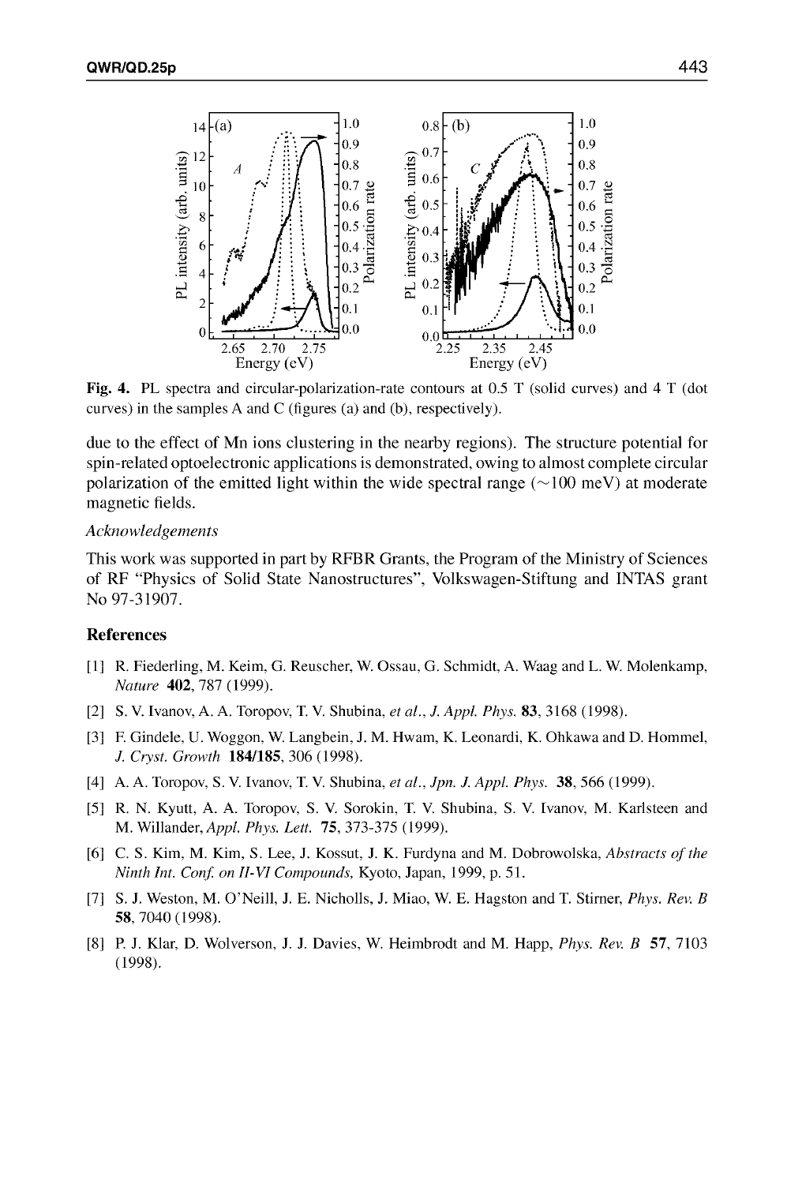14 (a)
12
10
8
6
4
2
0
PL intensity (arb. units)
A
2.65 2.70 2.75
Energy (eV)
1.0
0.9
0.8
0.7
0.6
0.5
0.4
0.3
0.2
0.1
0.0
Polarization rate

0.8 (b)
0.7
0.6
0.5
0.4
0.3
0.2
0.1
0.0
PL intensity (arb. units)
C
2.25 2.35 2.45
Energy (eV)
1.0
0.9
0.8
0.7
0.6
0.5
0.4
0.3
0.2
0.1
0.0
Polarization rate

**Fig. 4.** PL spectra and circular-polarization-rate contours at 0.5 T (solid curves) and 4 T (dot curves) in the samples A and C (figures (a) and (b), respectively).

due to the effect of Mn ions clustering in the nearby regions). The structure potential for spin-related optoelectronic applications is demonstrated, owing to almost complete circular polarization of the emitted light within the wide spectral range ($\sim$100 meV) at moderate magnetic fields.

*Acknowledgements*

This work was supported in part by RFBR Grants, the Program of the Ministry of Sciences of RF "Physics of Solid State Nanostructures", Volkswagen-Stiftung and INTAS grant No 97-31907.

## References

[1] R. Fiederling, M. Keim, G. Reuscher, W. Ossau, G. Schmidt, A. Waag and L. W. Molenkamp, *Nature* **402**, 787 (1999).

[2] S. V. Ivanov, A. A. Toropov, T. V. Shubina, *et al.*, *J. Appl. Phys.* **83**, 3168 (1998).

[3] F. Gindele, U. Woggon, W. Langbein, J. M. Hwam, K. Leonardi, K. Ohkawa and D. Hommel, *J. Cryst. Growth* **184/185**, 306 (1998).

[4] A. A. Toropov, S. V. Ivanov, T. V. Shubina, *et al.*, *Jpn. J. Appl. Phys.* **38**, 566 (1999).

[5] R. N. Kyutt, A. A. Toropov, S. V. Sorokin, T. V. Shubina, S. V. Ivanov, M. Karlsteen and M. Willander, *Appl. Phys. Lett.* **75**, 373-375 (1999).

[6] C. S. Kim, M. Kim, S. Lee, J. Kossut, J. K. Furdyna and M. Dobrowolska, *Abstracts of the Ninth Int. Conf. on II-VI Compounds*, Kyoto, Japan, 1999, p. 51.

[7] S. J. Weston, M. O'Neill, J. E. Nicholls, J. Miao, W. E. Hagston and T. Stirner, *Phys. Rev. B* **58**, 7040 (1998).

[8] P. J. Klar, D. Wolverson, J. J. Davies, W. Heimbrodt and M. Happ, *Phys. Rev. B* **57**, 7103 (1998).